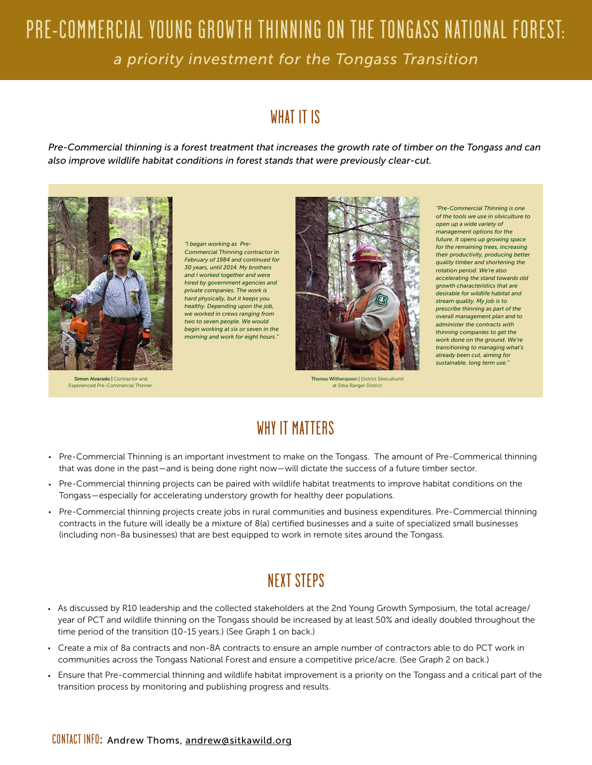# PRE-COMMERCIAL YOUNG GROWTH THINNING ON THE TONGASS NATIONAL FOREST:

*a priority investment for the Tongass Transition*

## WHAT IT IS

*Pre-Commercial thinning is a forest treatment that increases the growth rate of timber on the Tongass and can also improve wildlife habitat conditions in forest stands that were previously clear-cut.*

*"I began working as Pre-Commercial Thinning contractor in February of 1984 and continued for 30 years, until 2014. My brothers and I worked together and were hired by government agencies and private companies. The work is hard physically, but it keeps you healthy. Depending upon the job, we worked in crews ranging from two to seven people. We would begin working at six or seven in the morning and work for eight hours."*

**Simon Alvarado |** Contractor and Experienced Pre-Commercial Thinner

*"Pre-Commercial Thinning is one of the tools we use in silviculture to open up a wide variety of management options for the future. It opens up growing space for the remaining trees, increasing their productivity, producing better quality timber and shortening the rotation period. We're also accelerating the stand towards old growth characteristics that are desirable for wildlife habitat and stream quality. My job is to prescribe thinning as part of the overall management plan and to administer the contracts with thinning companies to get the work done on the ground. We're transitioning to managing what's already been cut, aiming for sustainable, long term use."*

**Thomas Witherspoon |** District Silviculturist at Sitka Ranger District

## WHY IT MATTERS

- Pre-Commercial Thinning is an important investment to make on the Tongass. The amount of Pre-Commerical thinning that was done in the past—and is being done right now—will dictate the success of a future timber sector.
- Pre-Commercial thinning projects can be paired with wildlife habitat treatments to improve habitat conditions on the Tongass—especially for accelerating understory growth for healthy deer populations.
- Pre-Commercial thinning projects create jobs in rural communities and business expenditures. Pre-Commercial thinning contracts in the future will ideally be a mixture of 8(a) certified businesses and a suite of specialized small businesses (including non-8a businesses) that are best equipped to work in remote sites around the Tongass.

## NEXT STEPS

- As discussed by R10 leadership and the collected stakeholders at the 2nd Young Growth Symposium, the total acreage/year of PCT and wildlife thinning on the Tongass should be increased by at least 50% and ideally doubled throughout the time period of the transition (10-15 years.) (See Graph 1 on back.)
- Create a mix of 8a contracts and non-8A contracts to ensure an ample number of contractors able to do PCT work in communities across the Tongass National Forest and ensure a competitive price/acre. (See Graph 2 on back.)
- Ensure that Pre-commercial thinning and wildlife habitat improvement is a priority on the Tongass and a critical part of the transition process by monitoring and publishing progress and results.

**CONTACT INFO:** Andrew Thoms, andrew@sitkawild.org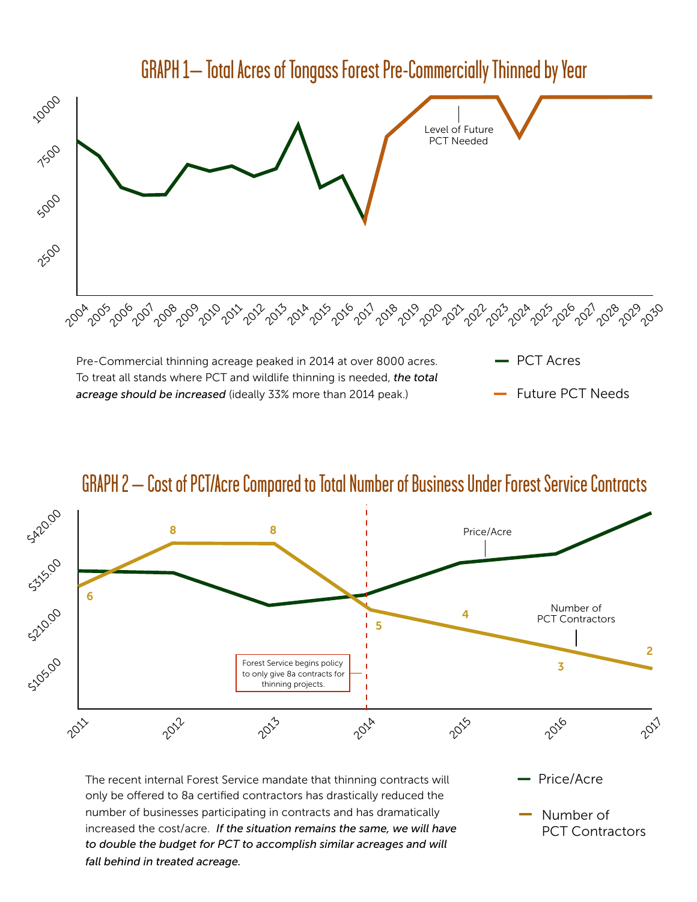## GRAPH 1— Total Acres of Tongass Forest Pre-Commercially Thinned by Year

10000
7500
5000
2500

2004 2005 2006 2007 2008 2009 2010 2011 2012 2013 2014 2015 2016 2017 2018 2019 2020 2021 2022 2023 2024 2025 2026 2027 2028 2029 2030

Level of Future PCT Needed

Pre-Commercial thinning acreage peaked in 2014 at over 8000 acres. To treat all stands where PCT and wildlife thinning is needed, ***the total acreage should be increased*** (ideally 33% more than 2014 peak.)

PCT Acres

Future PCT Needs

## GRAPH 2 — Cost of PCT/Acre Compared to Total Number of Business Under Forest Service Contracts

$420.00
$315.00
$210.00
$105.00

2011 2012 2013 2014 2015 2016 2017

6 8 8 5 4 3 2

Price/Acre

Number of PCT Contractors

Forest Service begins policy to only give 8a contracts for thinning projects.

The recent internal Forest Service mandate that thinning contracts will only be offered to 8a certified contractors has drastically reduced the number of businesses participating in contracts and has dramatically increased the cost/acre. ***If the situation remains the same, we will have to double the budget for PCT to accomplish similar acreages and will fall behind in treated acreage.***

Price/Acre

Number of PCT Contractors